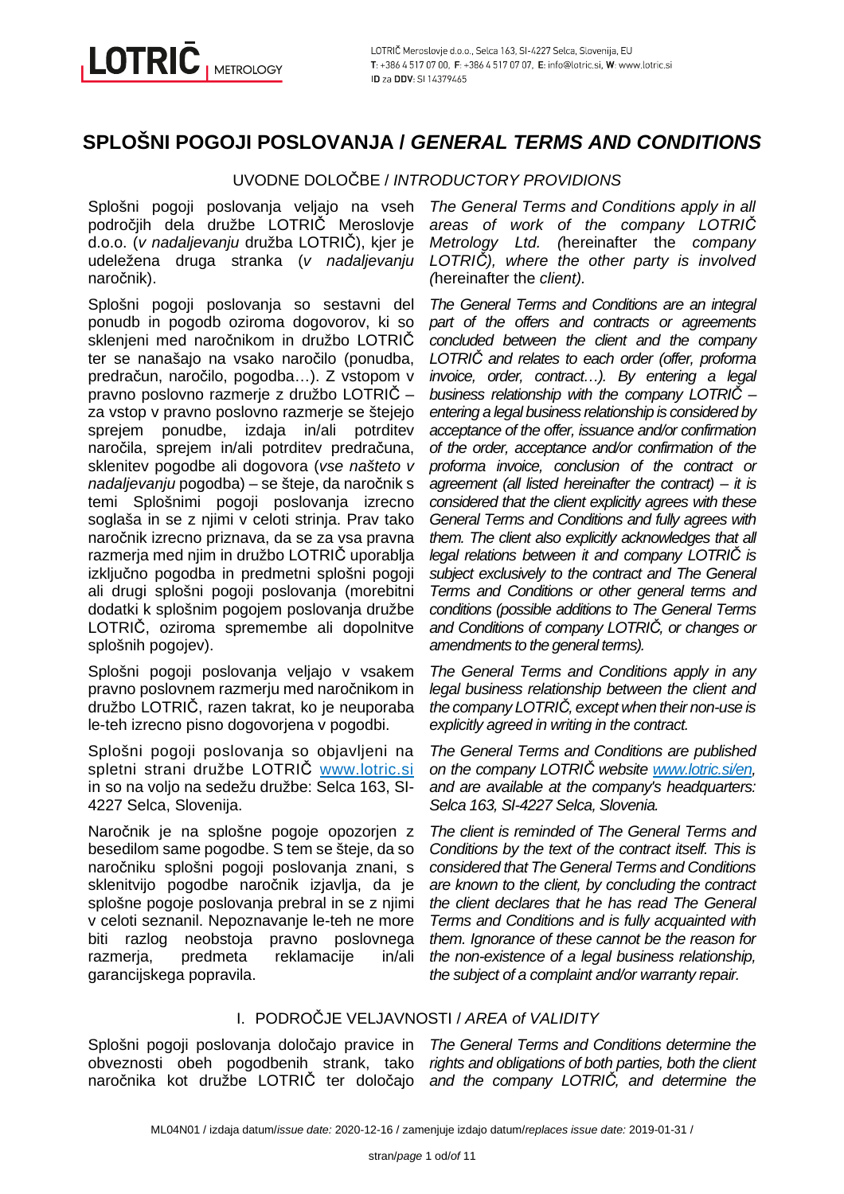# SPLOŠNI POGOJI POSLOVANJA / *GENERAL TERMS AND CONDITIONS*

## UVODNE DOLOČBE / *INTRODUCTORY PROVIDIONS*

Splošni pogoji poslovanja veljajo na vseh področjih dela družbe LOTRIČ Meroslovje d.o.o. (*v nadaljevanju* družba LOTRIČ), kjer je udeležena druga stranka (*v nadaljevanju* naročnik).

*The General Terms and Conditions apply in all areas of work of the company LOTRIČ Metrology Ltd. (*hereinafter the *company LOTRIČ), where the other party is involved (*hereinafter the *client).*

Splošni pogoji poslovanja so sestavni del ponudb in pogodb oziroma dogovorov, ki so sklenjeni med naročnikom in družbo LOTRIČ ter se nanašajo na vsako naročilo (ponudba, predračun, naročilo, pogodba…). Z vstopom v pravno poslovno razmerje z družbo LOTRIČ – za vstop v pravno poslovno razmerje se štejejo sprejem ponudbe, izdaja in/ali potrditev naročila, sprejem in/ali potrditev predračuna, sklenitev pogodbe ali dogovora (*vse našteto v nadaljevanju* pogodba) – se šteje, da naročnik s temi Splošnimi pogoji poslovanja izrecno soglaša in se z njimi v celoti strinja. Prav tako naročnik izrecno priznava, da se za vsa pravna razmerja med njim in družbo LOTRIČ uporablja izključno pogodba in predmetni splošni pogoji ali drugi splošni pogoji poslovanja (morebitni dodatki k splošnim pogojem poslovanja družbe LOTRIČ, oziroma spremembe ali dopolnitve splošnih pogojev).

*The General Terms and Conditions are an integral part of the offers and contracts or agreements concluded between the client and the company LOTRIČ and relates to each order (offer, proforma invoice, order, contract…). By entering a legal business relationship with the company LOTRIČ – entering a legal business relationship is considered by acceptance of the offer, issuance and/or confirmation of the order, acceptance and/or confirmation of the proforma invoice, conclusion of the contract or agreement (all listed hereinafter the contract) – it is considered that the client explicitly agrees with these General Terms and Conditions and fully agrees with them. The client also explicitly acknowledges that all legal relations between it and company LOTRIČ is subject exclusively to the contract and The General Terms and Conditions or other general terms and conditions (possible additions to The General Terms and Conditions of company LOTRIČ, or changes or amendments to the general terms).*

Splošni pogoji poslovanja veljajo v vsakem pravno poslovnem razmerju med naročnikom in družbo LOTRIČ, razen takrat, ko je neuporaba le-teh izrecno pisno dogovorjena v pogodbi.

*The General Terms and Conditions apply in any legal business relationship between the client and the company LOTRIČ, except when their non-use is explicitly agreed in writing in the contract.*

Splošni pogoji poslovanja so objavljeni na spletni strani družbe LOTRIČ [www.lotric.si](www.lotric.si) in so na voljo na sedežu družbe: Selca 163, SI-4227 Selca, Slovenija.

*The General Terms and Conditions are published on the company LOTRIČ website [www.lotric.si/en](www.lotric.si/en), and are available at the company's headquarters: Selca 163, SI-4227 Selca, Slovenia.*

Naročnik je na splošne pogoje opozorjen z besedilom same pogodbe. S tem se šteje, da so naročniku splošni pogoji poslovanja znani, s sklenitvijo pogodbe naročnik izjavlja, da je splošne pogoje poslovanja prebral in se z njimi v celoti seznanil. Nepoznavanje le-teh ne more biti razlog neobstoja pravno poslovnega razmerja, predmeta reklamacije in/ali garancijskega popravila.

*The client is reminded of The General Terms and Conditions by the text of the contract itself. This is considered that The General Terms and Conditions are known to the client, by concluding the contract the client declares that he has read The General Terms and Conditions and is fully acquainted with them. Ignorance of these cannot be the reason for the non-existence of a legal business relationship, the subject of a complaint and/or warranty repair.*

## I. PODROČJE VELJAVNOSTI / *AREA of VALIDITY*

Splošni pogoji poslovanja določajo pravice in obveznosti obeh pogodbenih strank, tako naročnika kot družbe LOTRIČ ter določajo

*The General Terms and Conditions determine the rights and obligations of both parties, both the client and the company LOTRIČ, and determine the*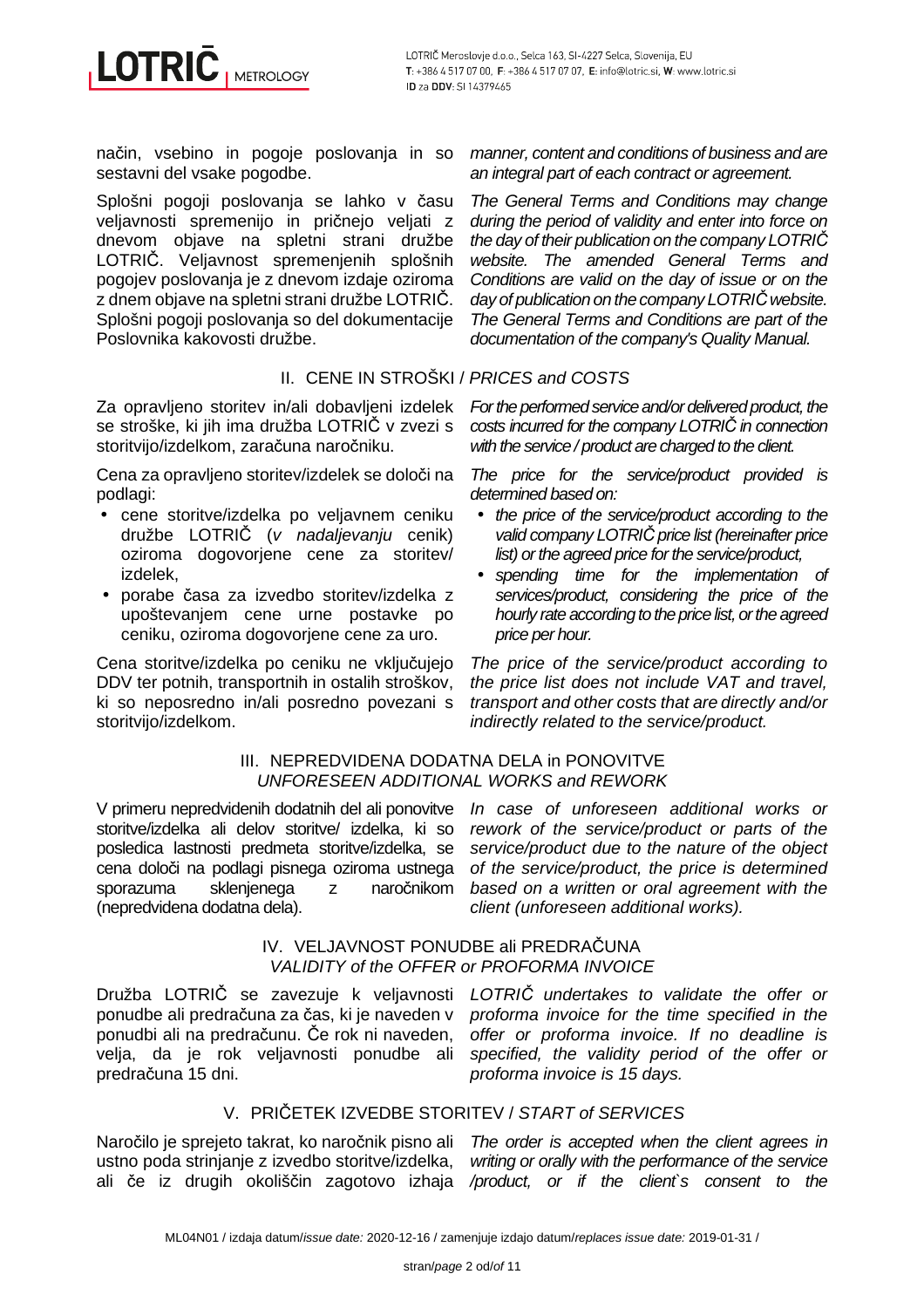način, vsebino in pogoje poslovanja in so sestavni del vsake pogodbe.

*manner, content and conditions of business and are an integral part of each contract or agreement.*

Splošni pogoji poslovanja se lahko v času veljavnosti spremenijo in pričnejo veljati z dnevom objave na spletni strani družbe LOTRIČ. Veljavnost spremenjenih splošnih pogojev poslovanja je z dnevom izdaje oziroma z dnem objave na spletni strani družbe LOTRIČ. Splošni pogoji poslovanja so del dokumentacije Poslovnika kakovosti družbe.

*The General Terms and Conditions may change during the period of validity and enter into force on the day of their publication on the company LOTRIČ website. The amended General Terms and Conditions are valid on the day of issue or on the day of publication on the company LOTRIČ website. The General Terms and Conditions are part of the documentation of the company's Quality Manual.*

## II. CENE IN STROŠKI / *PRICES and COSTS*

Za opravljeno storitev in/ali dobavljeni izdelek se stroške, ki jih ima družba LOTRIČ v zvezi s storitvijo/izdelkom, zaračuna naročniku.

*For the performed service and/or delivered product, the costs incurred for the company LOTRIČ in connection with the service / product are charged to the client.*

Cena za opravljeno storitev/izdelek se določi na podlagi:

- cene storitve/izdelka po veljavnem ceniku družbe LOTRIČ (*v nadaljevanju* cenik) oziroma dogovorjene cene za storitev/ izdelek,
- porabe časa za izvedbo storitev/izdelka z upoštevanjem cene urne postavke po ceniku, oziroma dogovorjene cene za uro.

*The price for the service/product provided is determined based on:*

- *the price of the service/product according to the valid company LOTRIČ price list (hereinafter price list) or the agreed price for the service/product,*
- *spending time for the implementation of services/product, considering the price of the hourly rate according to the price list, or the agreed price per hour.*

Cena storitve/izdelka po ceniku ne vključujejo DDV ter potnih, transportnih in ostalih stroškov, ki so neposredno in/ali posredno povezani s storitvijo/izdelkom.

*The price of the service/product according to the price list does not include VAT and travel, transport and other costs that are directly and/or indirectly related to the service/product.*

## III. NEPREDVIDENA DODATNA DELA in PONOVITVE / *UNFORESEEN ADDITIONAL WORKS and REWORK*

V primeru nepredvidenih dodatnih del ali ponovitve storitve/izdelka ali delov storitve/ izdelka, ki so posledica lastnosti predmeta storitve/izdelka, se cena določi na podlagi pisnega oziroma ustnega sporazuma sklenjenega z naročnikom (nepredvidena dodatna dela).

*In case of unforeseen additional works or rework of the service/product or parts of the service/product due to the nature of the object of the service/product, the price is determined based on a written or oral agreement with the client (unforeseen additional works).*

## IV. VELJAVNOST PONUDBE ali PREDRAČUNA / *VALIDITY of the OFFER or PROFORMA INVOICE*

Družba LOTRIČ se zavezuje k veljavnosti ponudbe ali predračuna za čas, ki je naveden v ponudbi ali na predračunu. Če rok ni naveden, velja, da je rok veljavnosti ponudbe ali predračuna 15 dni.

*LOTRIČ undertakes to validate the offer or proforma invoice for the time specified in the offer or proforma invoice. If no deadline is specified, the validity period of the offer or proforma invoice is 15 days.*

## V. PRIČETEK IZVEDBE STORITEV / *START of SERVICES*

Naročilo je sprejeto takrat, ko naročnik pisno ali ustno poda strinjanje z izvedbo storitve/izdelka, ali če iz drugih okoliščin zagotovo izhaja

*The order is accepted when the client agrees in writing or orally with the performance of the service /product, or if the client`s consent to the*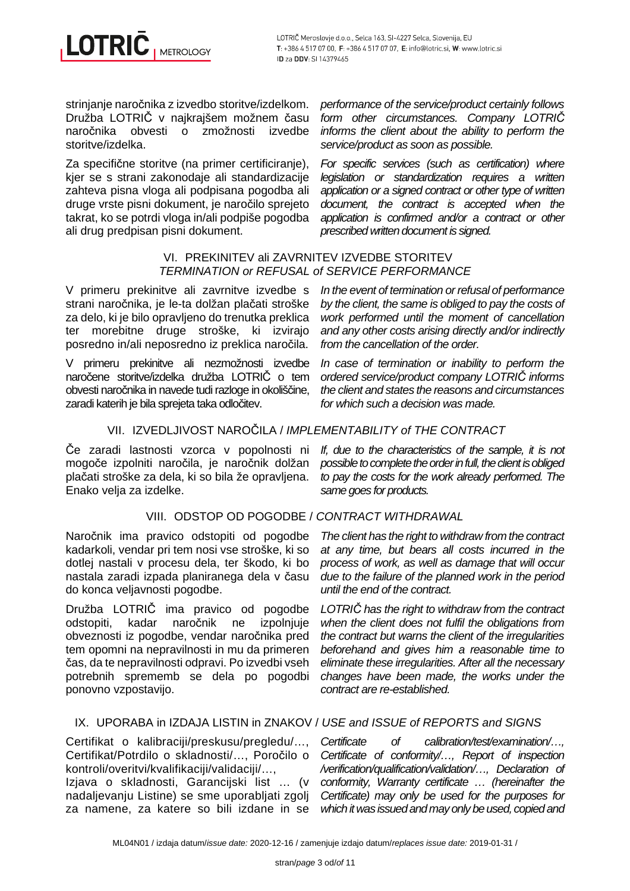strinjanje naročnika z izvedbo storitve/izdelkom. Družba LOTRIČ v najkrajšem možnem času naročnika obvesti o zmožnosti izvedbe storitve/izdelka.

*performance of the service/product certainly follows form other circumstances. Company LOTRIČ informs the client about the ability to perform the service/product as soon as possible.*

Za specifične storitve (na primer certificiranje), kjer se s strani zakonodaje ali standardizacije zahteva pisna vloga ali podpisana pogodba ali druge vrste pisni dokument, je naročilo sprejeto takrat, ko se potrdi vloga in/ali podpiše pogodba ali drug predpisan pisni dokument.

*For specific services (such as certification) where legislation or standardization requires a written application or a signed contract or other type of written document, the contract is accepted when the application is confirmed and/or a contract or other prescribed written document is signed.*

## VI. PREKINITEV ali ZAVRNITEV IZVEDBE STORITEV *TERMINATION or REFUSAL of SERVICE PERFORMANCE*

V primeru prekinitve ali zavrnitve izvedbe s strani naročnika, je le-ta dolžan plačati stroške za delo, ki je bilo opravljeno do trenutka preklica ter morebitne druge stroške, ki izvirajo posredno in/ali neposredno iz preklica naročila.

*In the event of termination or refusal of performance by the client, the same is obliged to pay the costs of work performed until the moment of cancellation and any other costs arising directly and/or indirectly from the cancellation of the order.*

V primeru prekinitve ali nezmožnosti izvedbe naročene storitve/izdelka družba LOTRIČ o tem obvesti naročnika in navede tudi razloge in okoliščine, zaradi katerih je bila sprejeta taka odločitev.

*In case of termination or inability to perform the ordered service/product company LOTRIČ informs the client and states the reasons and circumstances for which such a decision was made.*

## VII. IZVEDLJIVOST NAROČILA / *IMPLEMENTABILITY of THE CONTRACT*

Če zaradi lastnosti vzorca v popolnosti ni mogoče izpolniti naročila, je naročnik dolžan plačati stroške za dela, ki so bila že opravljena. Enako velja za izdelke.

*If, due to the characteristics of the sample, it is not possible to complete the order in full, the client is obliged to pay the costs for the work already performed. The same goes for products.*

## VIII. ODSTOP OD POGODBE / *CONTRACT WITHDRAWAL*

Naročnik ima pravico odstopiti od pogodbe kadarkoli, vendar pri tem nosi vse stroške, ki so dotlej nastali v procesu dela, ter škodo, ki bo nastala zaradi izpada planiranega dela v času do konca veljavnosti pogodbe.

*The client has the right to withdraw from the contract at any time, but bears all costs incurred in the process of work, as well as damage that will occur due to the failure of the planned work in the period until the end of the contract.*

Družba LOTRIČ ima pravico od pogodbe odstopiti, kadar naročnik ne izpolnjuje obveznosti iz pogodbe, vendar naročnika pred tem opomni na nepravilnosti in mu da primeren čas, da te nepravilnosti odpravi. Po izvedbi vseh potrebnih sprememb se dela po pogodbi ponovno vzpostavijo.

*LOTRIČ has the right to withdraw from the contract when the client does not fulfil the obligations from the contract but warns the client of the irregularities beforehand and gives him a reasonable time to eliminate these irregularities. After all the necessary changes have been made, the works under the contract are re-established.*

## IX. UPORABA in IZDAJA LISTIN in ZNAKOV / *USE and ISSUE of REPORTS and SIGNS*

Certifikat o kalibraciji/preskusu/pregledu/…, Certifikat/Potrdilo o skladnosti/…, Poročilo o kontroli/overitvi/kvalifikaciji/validaciji/…, Izjava o skladnosti, Garancijski list … (v nadaljevanju Listine) se sme uporabljati zgolj za namene, za katere so bili izdane in se

*Certificate of calibration/test/examination/…, Certificate of conformity/…, Report of inspection /verification/qualification/validation/…, Declaration of conformity, Warranty certificate … (hereinafter the Certificate) may only be used for the purposes for which it was issued and may only be used, copied and*

ML04N01 / izdaja datum/*issue date:* 2020-12-16 / zamenjuje izdajo datum/*replaces issue date:* 2019-01-31 /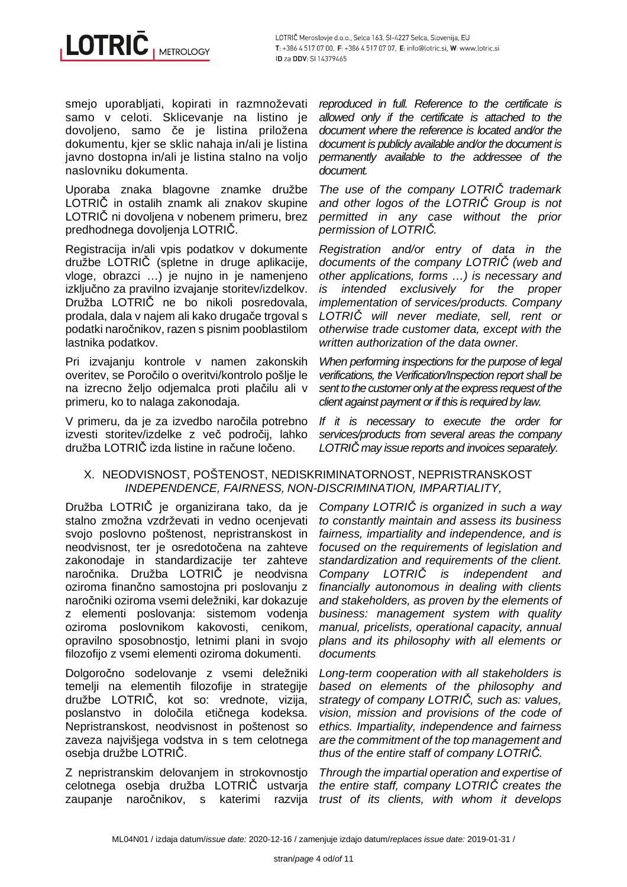smejo uporabljati, kopirati in razmnoževati samo v celoti. Sklicevanje na listino je dovoljeno, samo če je listina priložena dokumentu, kjer se sklic nahaja in/ali je listina javno dostopna in/ali je listina stalno na voljo naslovniku dokumenta.

*reproduced in full. Reference to the certificate is allowed only if the certificate is attached to the document where the reference is located and/or the document is publicly available and/or the document is permanently available to the addressee of the document.*

Uporaba znaka blagovne znamke družbe LOTRIČ in ostalih znamk ali znakov skupine LOTRIČ ni dovoljena v nobenem primeru, brez predhodnega dovoljenja LOTRIČ.

*The use of the company LOTRIČ trademark and other logos of the LOTRIČ Group is not permitted in any case without the prior permission of LOTRIČ.*

Registracija in/ali vpis podatkov v dokumente družbe LOTRIČ (spletne in druge aplikacije, vloge, obrazci …) je nujno in je namenjeno izključno za pravilno izvajanje storitev/izdelkov. Družba LOTRIČ ne bo nikoli posredovala, prodala, dala v najem ali kako drugače trgoval s podatki naročnikov, razen s pisnim pooblastilom lastnika podatkov.

*Registration and/or entry of data in the documents of the company LOTRIČ (web and other applications, forms …) is necessary and is intended exclusively for the proper implementation of services/products. Company LOTRIČ will never mediate, sell, rent or otherwise trade customer data, except with the written authorization of the data owner.*

Pri izvajanju kontrole v namen zakonskih overitev, se Poročilo o overitvi/kontrolo pošlje le na izrecno željo odjemalca proti plačilu ali v primeru, ko to nalaga zakonodaja.

*When performing inspections for the purpose of legal verifications, the Verification/Inspection report shall be sent to the customer only at the express request of the client against payment or if this is required by law.*

V primeru, da je za izvedbo naročila potrebno izvesti storitev/izdelke z več področij, lahko družba LOTRIČ izda listine in račune ločeno.

*If it is necessary to execute the order for services/products from several areas the company LOTRIČ may issue reports and invoices separately.*

## X. NEODVISNOST, POŠTENOST, NEDISKRIMINATORNOST, NEPRISTRANSKOST *INDEPENDENCE, FAIRNESS, NON-DISCRIMINATION, IMPARTIALITY,*

Družba LOTRIČ je organizirana tako, da je stalno zmožna vzdrževati in vedno ocenjevati svojo poslovno poštenost, nepristranskost in neodvisnost, ter je osredotočena na zahteve zakonodaje in standardizacije ter zahteve naročnika. Družba LOTRIČ je neodvisna oziroma finančno samostojna pri poslovanju z naročniki oziroma vsemi deležniki, kar dokazuje z elementi poslovanja: sistemom vodenja oziroma poslovnikom kakovosti, cenikom, opravilno sposobnostjo, letnimi plani in svojo filozofijo z vsemi elementi oziroma dokumenti.

*Company LOTRIČ is organized in such a way to constantly maintain and assess its business fairness, impartiality and independence, and is focused on the requirements of legislation and standardization and requirements of the client. Company LOTRIČ is independent and financially autonomous in dealing with clients and stakeholders, as proven by the elements of business: management system with quality manual, pricelists, operational capacity, annual plans and its philosophy with all elements or documents.*

Dolgoročno sodelovanje z vsemi deležniki temelji na elementih filozofije in strategije družbe LOTRIČ, kot so: vrednote, vizija, poslanstvo in določila etičnega kodeksa. Nepristranskost, neodvisnost in poštenost so zaveza najvišjega vodstva in s tem celotnega osebja družbe LOTRIČ.

*Long-term cooperation with all stakeholders is based on elements of the philosophy and strategy of company LOTRIČ, such as: values, vision, mission and provisions of the code of ethics. Impartiality, independence and fairness are the commitment of the top management and thus of the entire staff of company LOTRIČ.*

Z nepristranskim delovanjem in strokovnostjo celotnega osebja družba LOTRIČ ustvarja zaupanje naročnikov, s katerimi razvija

*Through the impartial operation and expertise of the entire staff, company LOTRIČ creates the trust of its clients, with whom it develops*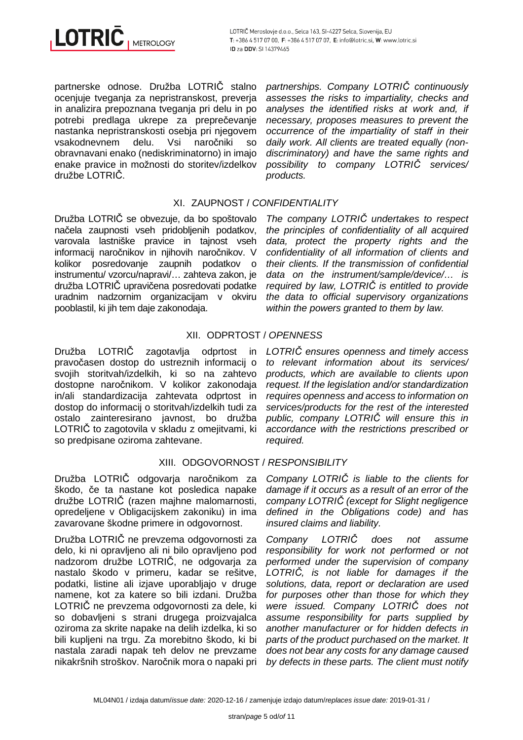partnerske odnose. Družba LOTRIČ stalno ocenjuje tveganja za nepristranskost, preverja in analizira prepoznana tveganja pri delu in po potrebi predlaga ukrepe za preprečevanje nastanka nepristranskosti osebja pri njegovem vsakodnevnem delu. Vsi naročniki so obravnavani enako (nediskriminatorno) in imajo enake pravice in možnosti do storitev/izdelkov družbe LOTRIČ.

*partnerships. Company LOTRIČ continuously assesses the risks to impartiality, checks and analyses the identified risks at work and, if necessary, proposes measures to prevent the occurrence of the impartiality of staff in their daily work. All clients are treated equally (non-discriminatory) and have the same rights and possibility to company LOTRIČ services/ products.*

## XI. ZAUPNOST / *CONFIDENTIALITY*

Družba LOTRIČ se obvezuje, da bo spoštovalo načela zaupnosti vseh pridobljenih podatkov, varovala lastniške pravice in tajnost vseh informacij naročnikov in njihovih naročnikov. V kolikor posredovanje zaupnih podatkov o instrumentu/ vzorcu/napravi/… zahteva zakon, je družba LOTRIČ upravičena posredovati podatke uradnim nadzornim organizacijam v okviru pooblastil, ki jih tem daje zakonodaja.

*The company LOTRIČ undertakes to respect the principles of confidentiality of all acquired data, protect the property rights and the confidentiality of all information of clients and their clients. If the transmission of confidential data on the instrument/sample/device/… is required by law, LOTRIČ is entitled to provide the data to official supervisory organizations within the powers granted to them by law.*

## XII. ODPRTOST / *OPENNESS*

Družba LOTRIČ zagotavlja odprtost in pravočasen dostop do ustreznih informacij o svojih storitvah/izdelkih, ki so na zahtevo dostopne naročnikom. V kolikor zakonodaja in/ali standardizacija zahtevata odprtost in dostop do informacij o storitvah/izdelkih tudi za ostalo zainteresirano javnost, bo družba LOTRIČ to zagotovila v skladu z omejitvami, ki so predpisane oziroma zahtevane.

*LOTRIČ ensures openness and timely access to relevant information about its services/ products, which are available to clients upon request. If the legislation and/or standardization requires openness and access to information on services/products for the rest of the interested public, company LOTRIČ will ensure this in accordance with the restrictions prescribed or required.*

## XIII. ODGOVORNOST / *RESPONSIBILITY*

Družba LOTRIČ odgovarja naročnikom za škodo, če ta nastane kot posledica napake družbe LOTRIČ (razen majhne malomarnosti, opredeljene v Obligacijskem zakoniku) in ima zavarovane škodne primere in odgovornost.

*Company LOTRIČ is liable to the clients for damage if it occurs as a result of an error of the company LOTRIČ (except for Slight negligence defined in the Obligations code) and has insured claims and liability.*

Družba LOTRIČ ne prevzema odgovornosti za delo, ki ni opravljeno ali ni bilo opravljeno pod nadzorom družbe LOTRIČ, ne odgovarja za nastalo škodo v primeru, kadar se rešitve, podatki, listine ali izjave uporabljajo v druge namene, kot za katere so bili izdani. Družba LOTRIČ ne prevzema odgovornosti za dele, ki so dobavljeni s strani drugega proizvajalca oziroma za skrite napake na delih izdelka, ki so bili kupljeni na trgu. Za morebitno škodo, ki bi nastala zaradi napak teh delov ne prevzame nikakršnih stroškov. Naročnik mora o napaki pri

*Company LOTRIČ does not assume responsibility for work not performed or not performed under the supervision of company LOTRIČ, is not liable for damages if the solutions, data, report or declaration are used for purposes other than those for which they were issued. Company LOTRIČ does not assume responsibility for parts supplied by another manufacturer or for hidden defects in parts of the product purchased on the market. It does not bear any costs for any damage caused by defects in these parts. The client must notify*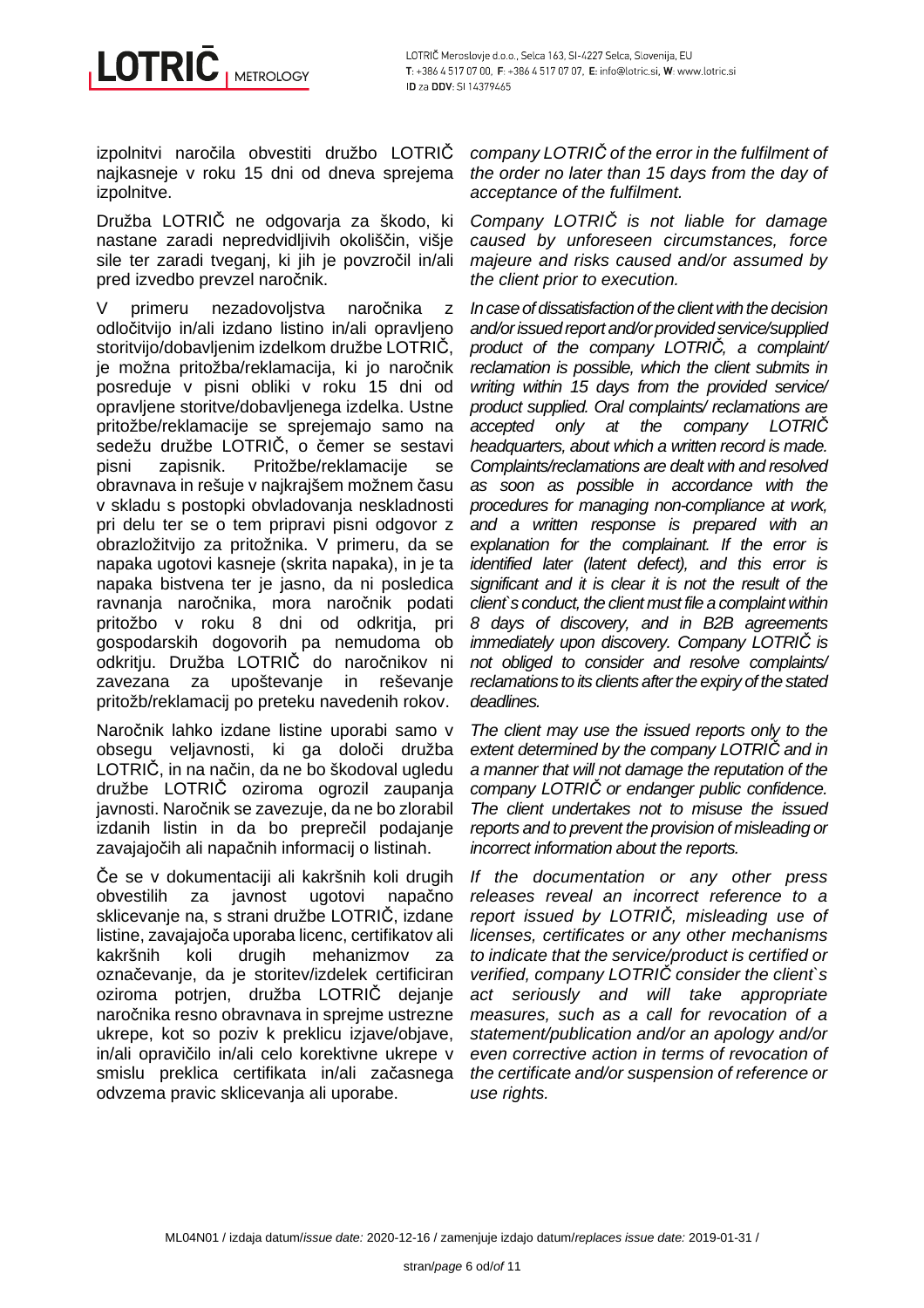izpolnitvi naročila obvestiti družbo LOTRIČ najkasneje v roku 15 dni od dneva sprejema izpolnitve.

*company LOTRIČ of the error in the fulfilment of the order no later than 15 days from the day of acceptance of the fulfilment.*

Družba LOTRIČ ne odgovarja za škodo, ki nastane zaradi nepredvidljivih okoliščin, višje sile ter zaradi tveganj, ki jih je povzročil in/ali pred izvedbo prevzel naročnik.

*Company LOTRIČ is not liable for damage caused by unforeseen circumstances, force majeure and risks caused and/or assumed by the client prior to execution.*

V primeru nezadovoljstva naročnika z odločitvijo in/ali izdano listino in/ali opravljeno storitvijo/dobavljenim izdelkom družbe LOTRIČ, je možna pritožba/reklamacija, ki jo naročnik posreduje v pisni obliki v roku 15 dni od opravljene storitve/dobavljenega izdelka. Ustne pritožbe/reklamacije se sprejemajo samo na sedežu družbe LOTRIČ, o čemer se sestavi pisni zapisnik. Pritožbe/reklamacije se obravnava in rešuje v najkrajšem možnem času v skladu s postopki obvladovanja neskladnosti pri delu ter se o tem pripravi pisni odgovor z obrazložitvijo za pritožnika. V primeru, da se napaka ugotovi kasneje (skrita napaka), in je ta napaka bistvena ter je jasno, da ni posledica ravnanja naročnika, mora naročnik podati pritožbo v roku 8 dni od odkritja, pri gospodarskih dogovorih pa nemudoma ob odkritju. Družba LOTRIČ do naročnikov ni zavezana za upoštevanje in reševanje pritožb/reklamacij po preteku navedenih rokov.

*In case of dissatisfaction of the client with the decision and/or issued report and/or provided service/supplied product of the company LOTRIČ, a complaint/ reclamation is possible, which the client submits in writing within 15 days from the provided service/ product supplied. Oral complaints/ reclamations are accepted only at the company LOTRIČ headquarters, about which a written record is made. Complaints/reclamations are dealt with and resolved as soon as possible in accordance with the procedures for managing non-compliance at work, and a written response is prepared with an explanation for the complainant. If the error is identified later (latent defect), and this error is significant and it is clear it is not the result of the client`s conduct, the client must file a complaint within 8 days of discovery, and in B2B agreements immediately upon discovery. Company LOTRIČ is not obliged to consider and resolve complaints/ reclamations to its clients after the expiry of the stated deadlines.*

Naročnik lahko izdane listine uporabi samo v obsegu veljavnosti, ki ga določi družba LOTRIČ, in na način, da ne bo škodoval ugledu družbe LOTRIČ oziroma ogrozil zaupanja javnosti. Naročnik se zavezuje, da ne bo zlorabil izdanih listin in da bo preprečil podajanje zavajajočih ali napačnih informacij o listinah.

*The client may use the issued reports only to the extent determined by the company LOTRIČ and in a manner that will not damage the reputation of the company LOTRIČ or endanger public confidence. The client undertakes not to misuse the issued reports and to prevent the provision of misleading or incorrect information about the reports.*

Če se v dokumentaciji ali kakršnih koli drugih obvestilih za javnost ugotovi napačno sklicevanje na, s strani družbe LOTRIČ, izdane listine, zavajajoča uporaba licenc, certifikatov ali kakršnih koli drugih mehanizmov za označevanje, da je storitev/izdelek certificiran oziroma potrjen, družba LOTRIČ dejanje naročnika resno obravnava in sprejme ustrezne ukrepe, kot so poziv k preklicu izjave/objave, in/ali opravičilo in/ali celo korektivne ukrepe v smislu preklica certifikata in/ali začasnega odvzema pravic sklicevanja ali uporabe.

*If the documentation or any other press releases reveal an incorrect reference to a report issued by LOTRIČ, misleading use of licenses, certificates or any other mechanisms to indicate that the service/product is certified or verified, company LOTRIČ consider the client`s act seriously and will take appropriate measures, such as a call for revocation of a statement/publication and/or an apology and/or even corrective action in terms of revocation of the certificate and/or suspension of reference or use rights.*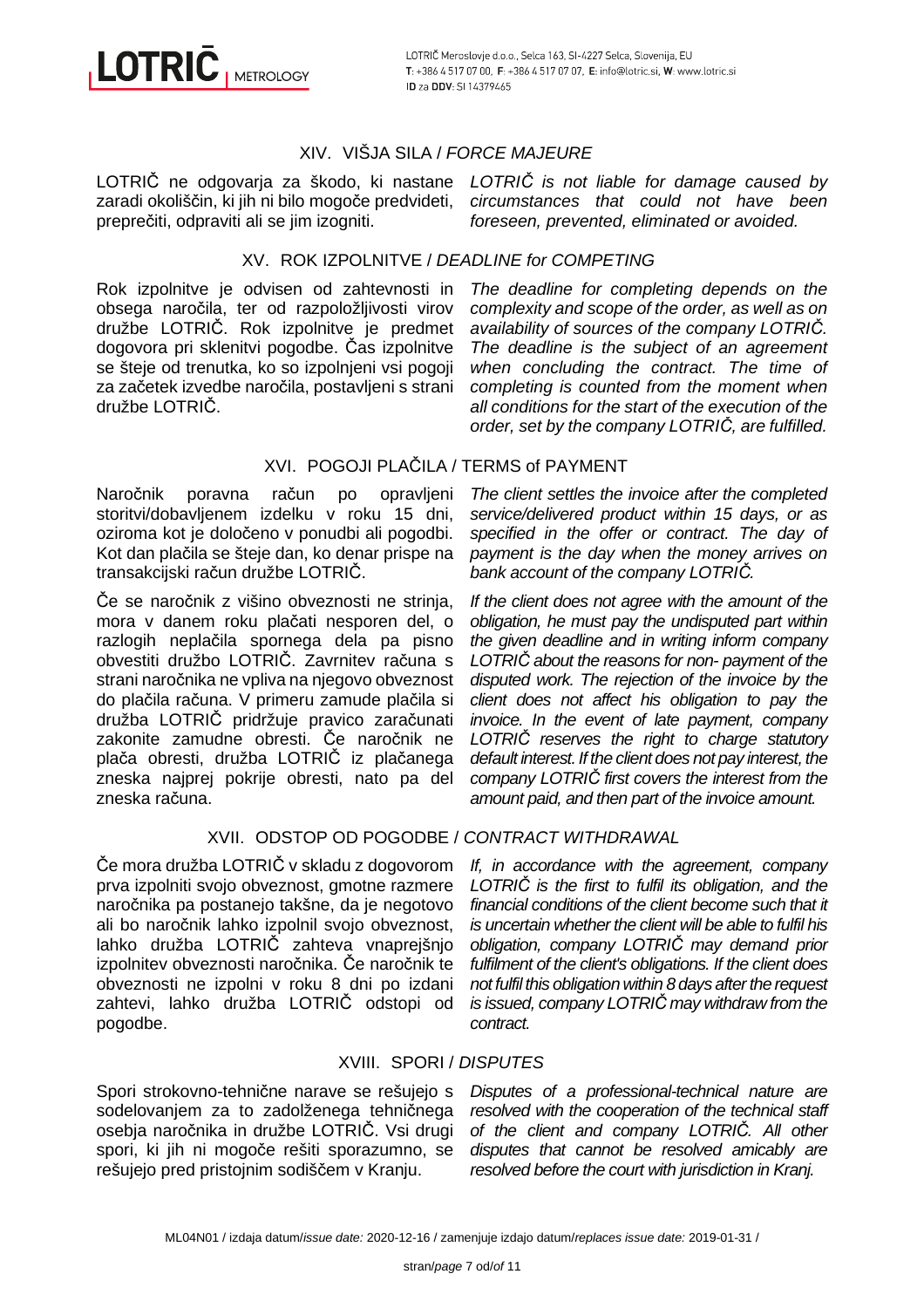## XIV. VIŠJA SILA / *FORCE MAJEURE*

LOTRIČ ne odgovarja za škodo, ki nastane zaradi okoliščin, ki jih ni bilo mogoče predvideti, preprečiti, odpraviti ali se jim izogniti.

*LOTRIČ is not liable for damage caused by circumstances that could not have been foreseen, prevented, eliminated or avoided.*

## XV. ROK IZPOLNITVE / *DEADLINE for COMPETING*

Rok izpolnitve je odvisen od zahtevnosti in obsega naročila, ter od razpoložljivosti virov družbe LOTRIČ. Rok izpolnitve je predmet dogovora pri sklenitvi pogodbe. Čas izpolnitve se šteje od trenutka, ko so izpolnjeni vsi pogoji za začetek izvedbe naročila, postavljeni s strani družbe LOTRIČ.

*The deadline for completing depends on the complexity and scope of the order, as well as on availability of sources of the company LOTRIČ. The deadline is the subject of an agreement when concluding the contract. The time of completing is counted from the moment when all conditions for the start of the execution of the order, set by the company LOTRIČ, are fulfilled.*

## XVI. POGOJI PLAČILA / TERMS of PAYMENT

Naročnik poravna račun po opravljeni storitvi/dobavljenem izdelku v roku 15 dni, oziroma kot je določeno v ponudbi ali pogodbi. Kot dan plačila se šteje dan, ko denar prispe na transakcijski račun družbe LOTRIČ.

*The client settles the invoice after the completed service/delivered product within 15 days, or as specified in the offer or contract. The day of payment is the day when the money arrives on bank account of the company LOTRIČ.*

Če se naročnik z višino obveznosti ne strinja, mora v danem roku plačati nesporen del, o razlogih neplačila spornega dela pa pisno obvestiti družbo LOTRIČ. Zavrnitev računa s strani naročnika ne vpliva na njegovo obveznost do plačila računa. V primeru zamude plačila si družba LOTRIČ pridržuje pravico zaračunati zakonite zamudne obresti. Če naročnik ne plača obresti, družba LOTRIČ iz plačanega zneska najprej pokrije obresti, nato pa del zneska računa.

*If the client does not agree with the amount of the obligation, he must pay the undisputed part within the given deadline and in writing inform company LOTRIČ about the reasons for non- payment of the disputed work. The rejection of the invoice by the client does not affect his obligation to pay the invoice. In the event of late payment, company LOTRIČ reserves the right to charge statutory default interest. If the client does not pay interest, the company LOTRIČ first covers the interest from the amount paid, and then part of the invoice amount.*

## XVII. ODSTOP OD POGODBE / *CONTRACT WITHDRAWAL*

Če mora družba LOTRIČ v skladu z dogovorom prva izpolniti svojo obveznost, gmotne razmere naročnika pa postanejo takšne, da je negotovo ali bo naročnik lahko izpolnil svojo obveznost, lahko družba LOTRIČ zahteva vnaprejšnjo izpolnitev obveznosti naročnika. Če naročnik te obveznosti ne izpolni v roku 8 dni po izdani zahtevi, lahko družba LOTRIČ odstopi od pogodbe.

*If, in accordance with the agreement, company LOTRIČ is the first to fulfil its obligation, and the financial conditions of the client become such that it is uncertain whether the client will be able to fulfil his obligation, company LOTRIČ may demand prior fulfilment of the client's obligations. If the client does not fulfil this obligation within 8 days after the request is issued, company LOTRIČ may withdraw from the contract.*

## XVIII. SPORI / *DISPUTES*

Spori strokovno-tehnične narave se rešujejo s sodelovanjem za to zadolženega tehničnega osebja naročnika in družbe LOTRIČ. Vsi drugi spori, ki jih ni mogoče rešiti sporazumno, se rešujejo pred pristojnim sodiščem v Kranju.

*Disputes of a professional-technical nature are resolved with the cooperation of the technical staff of the client and company LOTRIČ. All other disputes that cannot be resolved amicably are resolved before the court with jurisdiction in Kranj.*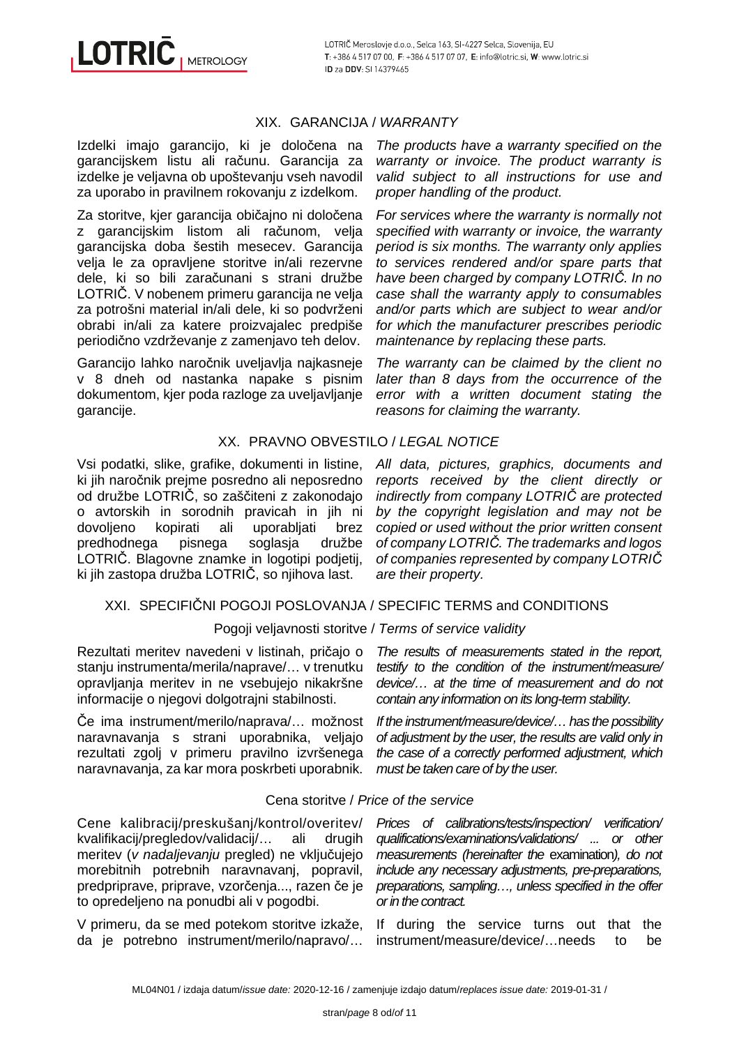## XIX. GARANCIJA / *WARRANTY*

Izdelki imajo garancijo, ki je določena na garancijskem listu ali računu. Garancija za izdelke je veljavna ob upoštevanju vseh navodil za uporabo in pravilnem rokovanju z izdelkom.

*The products have a warranty specified on the warranty or invoice. The product warranty is valid subject to all instructions for use and proper handling of the product.*

Za storitve, kjer garancija običajno ni določena z garancijskim listom ali računom, velja garancijska doba šestih mesecev. Garancija velja le za opravljene storitve in/ali rezervne dele, ki so bili zaračunani s strani družbe LOTRIČ. V nobenem primeru garancija ne velja za potrošni material in/ali dele, ki so podvrženi obrabi in/ali za katere proizvajalec predpiše periodično vzdrževanje z zamenjavo teh delov.

*For services where the warranty is normally not specified with warranty or invoice, the warranty period is six months. The warranty only applies to services rendered and/or spare parts that have been charged by company LOTRIČ. In no case shall the warranty apply to consumables and/or parts which are subject to wear and/or for which the manufacturer prescribes periodic maintenance by replacing these parts.*

Garancijo lahko naročnik uveljavlja najkasneje v 8 dneh od nastanka napake s pisnim dokumentom, kjer poda razloge za uveljavljanje garancije.

*The warranty can be claimed by the client no later than 8 days from the occurrence of the error with a written document stating the reasons for claiming the warranty.*

## XX. PRAVNO OBVESTILO / *LEGAL NOTICE*

Vsi podatki, slike, grafike, dokumenti in listine, ki jih naročnik prejme posredno ali neposredno od družbe LOTRIČ, so zaščiteni z zakonodajo o avtorskih in sorodnih pravicah in jih ni dovoljeno kopirati ali uporabljati brez predhodnega pisnega soglasja družbe LOTRIČ. Blagovne znamke in logotipi podjetij, ki jih zastopa družba LOTRIČ, so njihova last.

*All data, pictures, graphics, documents and reports received by the client directly or indirectly from company LOTRIČ are protected by the copyright legislation and may not be copied or used without the prior written consent of company LOTRIČ. The trademarks and logos of companies represented by company LOTRIČ are their property.*

## XXI. SPECIFIČNI POGOJI POSLOVANJA / SPECIFIC TERMS and CONDITIONS

### Pogoji veljavnosti storitve / *Terms of service validity*

Rezultati meritev navedeni v listinah, pričajo o stanju instrumenta/merila/naprave/… v trenutku opravljanja meritev in ne vsebujejo nikakršne informacije o njegovi dolgotrajni stabilnosti.

*The results of measurements stated in the report, testify to the condition of the instrument/measure/device/… at the time of measurement and do not contain any information on its long-term stability.*

Če ima instrument/merilo/naprava/… možnost naravnavanja s strani uporabnika, veljajo rezultati zgolj v primeru pravilno izvršenega naravnavanja, za kar mora poskrbeti uporabnik.

*If the instrument/measure/device/… has the possibility of adjustment by the user, the results are valid only in the case of a correctly performed adjustment, which must be taken care of by the user.*

### Cena storitve / *Price of the service*

Cene kalibracij/preskušanj/kontrol/overitev/kvalifikacij/pregledov/validacij/… ali drugih meritev (*v nadaljevanju* pregled) ne vključujejo morebitnih potrebnih naravnavanj, popravil, predpriprave, priprave, vzorčenja..., razen če je to opredeljeno na ponudbi ali v pogodbi.

*Prices of calibrations/tests/inspection/ verification/ qualifications/examinations/validations/ ... or other measurements (hereinafter the* examination*), do not include any necessary adjustments, pre-preparations, preparations, sampling…, unless specified in the offer or in the contract.*

V primeru, da se med potekom storitve izkaže, da je potrebno instrument/merilo/napravo/…

If during the service turns out that the instrument/measure/device/…needs to be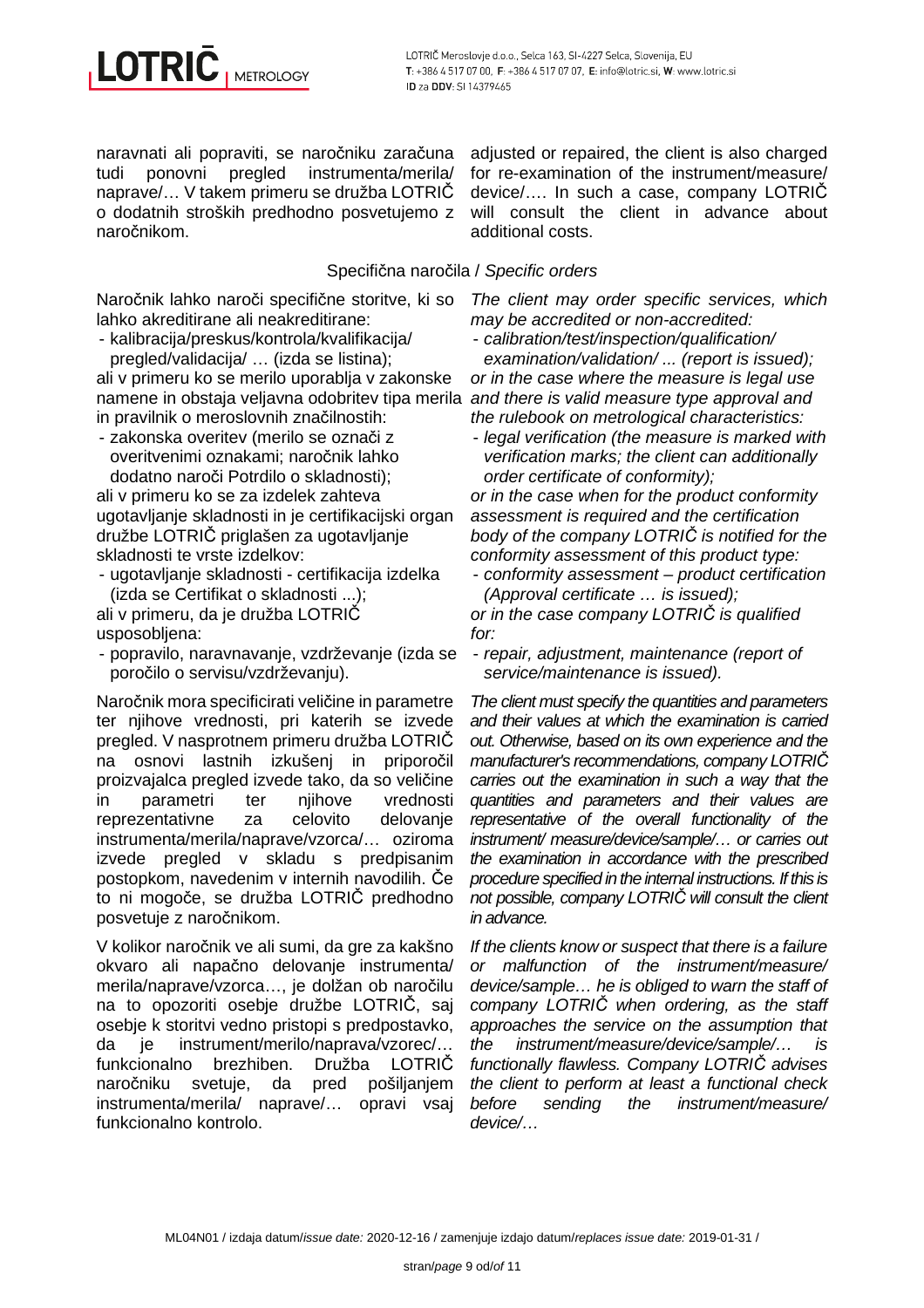naravnati ali popraviti, se naročniku zaračuna tudi ponovni pregled instrumenta/merila/ naprave/… V takem primeru se družba LOTRIČ o dodatnih stroških predhodno posvetujemo z naročnikom.

adjusted or repaired, the client is also charged for re-examination of the instrument/measure/ device/…. In such a case, company LOTRIČ will consult the client in advance about additional costs.

### Specifična naročila / *Specific orders*

Naročnik lahko naroči specifične storitve, ki so lahko akreditirane ali neakreditirane:

- kalibracija/preskus/kontrola/kvalifikacija/ pregled/validacija/ … (izda se listina);

ali v primeru ko se merilo uporablja v zakonske namene in obstaja veljavna odobritev tipa merila in pravilnik o meroslovnih značilnostih:

- zakonska overitev (merilo se označi z overitvenimi oznakami; naročnik lahko dodatno naroči Potrdilo o skladnosti);

ali v primeru ko se za izdelek zahteva ugotavljanje skladnosti in je certifikacijski organ družbe LOTRIČ priglašen za ugotavljanje skladnosti te vrste izdelkov:

- ugotavljanje skladnosti - certifikacija izdelka (izda se Certifikat o skladnosti ...);

ali v primeru, da je družba LOTRIČ usposobljena:

- popravilo, naravnavanje, vzdrževanje (izda se poročilo o servisu/vzdrževanju).

*The client may order specific services, which may be accredited or non-accredited:*

- *calibration/test/inspection/qualification/ examination/validation/ ... (report is issued);*

*or in the case where the measure is legal use and there is valid measure type approval and the rulebook on metrological characteristics:*

- *legal verification (the measure is marked with verification marks; the client can additionally order certificate of conformity);*

*or in the case when for the product conformity assessment is required and the certification body of the company LOTRIČ is notified for the conformity assessment of this product type:*

- *conformity assessment – product certification (Approval certificate … is issued);*

*or in the case company LOTRIČ is qualified for:*

- *repair, adjustment, maintenance (report of service/maintenance is issued).*

Naročnik mora specificirati veličine in parametre ter njihove vrednosti, pri katerih se izvede pregled. V nasprotnem primeru družba LOTRIČ na osnovi lastnih izkušenj in priporočil proizvajalca pregled izvede tako, da so veličine in parametri ter njihove vrednosti reprezentativne za celovito delovanje instrumenta/merila/naprave/vzorca/… oziroma izvede pregled v skladu s predpisanim postopkom, navedenim v internih navodilih. Če to ni mogoče, se družba LOTRIČ predhodno posvetuje z naročnikom.

*The client must specify the quantities and parameters and their values at which the examination is carried out. Otherwise, based on its own experience and the manufacturer's recommendations, company LOTRIČ carries out the examination in such a way that the quantities and parameters and their values are representative of the overall functionality of the instrument/ measure/device/sample/… or carries out the examination in accordance with the prescribed procedure specified in the internal instructions. If this is not possible, company LOTRIČ will consult the client in advance.*

V kolikor naročnik ve ali sumi, da gre za kakšno okvaro ali napačno delovanje instrumenta/ merila/naprave/vzorca…, je dolžan ob naročilu na to opozoriti osebje družbe LOTRIČ, saj osebje k storitvi vedno pristopi s predpostavko, da je instrument/merilo/naprava/vzorec/… funkcionalno brezhiben. Družba LOTRIČ naročniku svetuje, da pred pošiljanjem instrumenta/merila/ naprave/… opravi vsaj funkcionalno kontrolo.

*If the clients know or suspect that there is a failure or malfunction of the instrument/measure/ device/sample… he is obliged to warn the staff of company LOTRIČ when ordering, as the staff approaches the service on the assumption that the instrument/measure/device/sample/… is functionally flawless. Company LOTRIČ advises the client to perform at least a functional check before sending the instrument/measure/ device/…*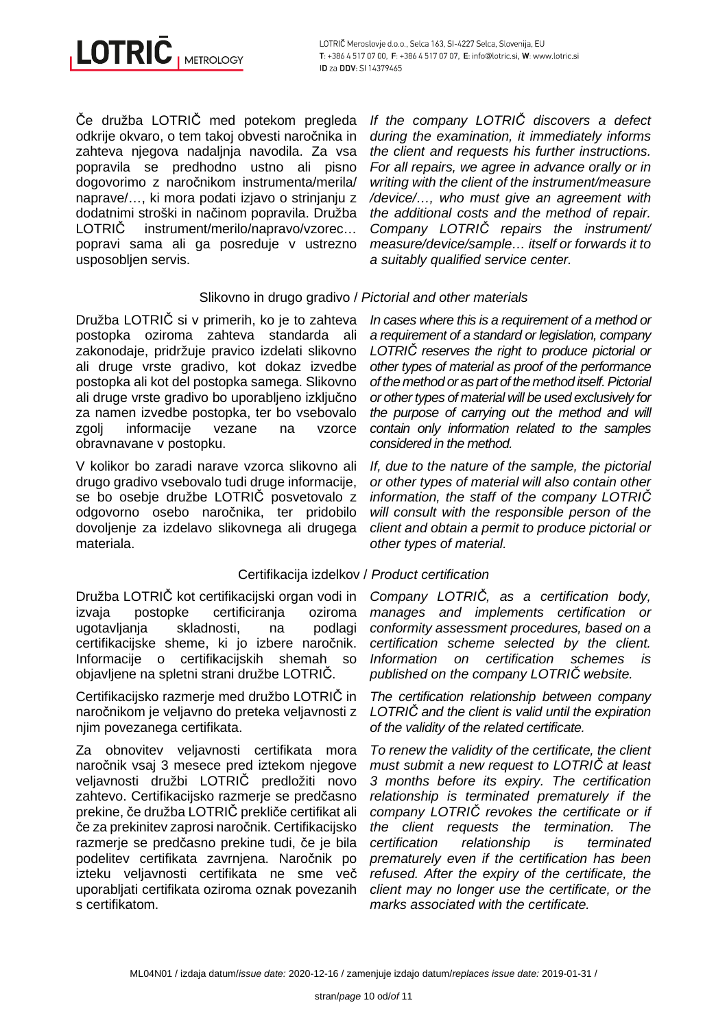Če družba LOTRIČ med potekom pregleda odkrije okvaro, o tem takoj obvesti naročnika in zahteva njegova nadaljnja navodila. Za vsa popravila se predhodno ustno ali pisno dogovorimo z naročnikom instrumenta/merila/naprave/…, ki mora podati izjavo o strinjanju z dodatnimi stroški in načinom popravila. Družba LOTRIČ instrument/merilo/napravo/vzorec… popravi sama ali ga posreduje v ustrezno usposobljen servis.

*If the company LOTRIČ discovers a defect during the examination, it immediately informs the client and requests his further instructions. For all repairs, we agree in advance orally or in writing with the client of the instrument/measure /device/…, who must give an agreement with the additional costs and the method of repair. Company LOTRIČ repairs the instrument/ measure/device/sample… itself or forwards it to a suitably qualified service center.*

## Slikovno in drugo gradivo / *Pictorial and other materials*

Družba LOTRIČ si v primerih, ko je to zahteva postopka oziroma zahteva standarda ali zakonodaje, pridržuje pravico izdelati slikovno ali druge vrste gradivo, kot dokaz izvedbe postopka ali kot del postopka samega. Slikovno ali druge vrste gradivo bo uporabljeno izključno za namen izvedbe postopka, ter bo vsebovalo zgolj informacije vezane na vzorce obravnavane v postopku.

*In cases where this is a requirement of a method or a requirement of a standard or legislation, company LOTRIČ reserves the right to produce pictorial or other types of material as proof of the performance of the method or as part of the method itself. Pictorial or other types of material will be used exclusively for the purpose of carrying out the method and will contain only information related to the samples considered in the method.*

V kolikor bo zaradi narave vzorca slikovno ali drugo gradivo vsebovalo tudi druge informacije, se bo osebje družbe LOTRIČ posvetovalo z odgovorno osebo naročnika, ter pridobilo dovoljenje za izdelavo slikovnega ali drugega materiala.

*If, due to the nature of the sample, the pictorial or other types of material will also contain other information, the staff of the company LOTRIČ will consult with the responsible person of the client and obtain a permit to produce pictorial or other types of material.*

## Certifikacija izdelkov / *Product certification*

Družba LOTRIČ kot certifikacijski organ vodi in izvaja postopke certificiranja oziroma ugotavljanja skladnosti, na podlagi certifikacijske sheme, ki jo izbere naročnik. Informacije o certifikacijskih shemah so objavljene na spletni strani družbe LOTRIČ.

*Company LOTRIČ, as a certification body, manages and implements certification or conformity assessment procedures, based on a certification scheme selected by the client. Information on certification schemes is published on the company LOTRIČ website.*

Certifikacijsko razmerje med družbo LOTRIČ in naročnikom je veljavno do preteka veljavnosti z njim povezanega certifikata.

*The certification relationship between company LOTRIČ and the client is valid until the expiration of the validity of the related certificate.*

Za obnovitev veljavnosti certifikata mora naročnik vsaj 3 mesece pred iztekom njegove veljavnosti družbi LOTRIČ predložiti novo zahtevo. Certifikacijsko razmerje se predčasno prekine, če družba LOTRIČ prekliče certifikat ali če za prekinitev zaprosi naročnik. Certifikacijsko razmerje se predčasno prekine tudi, če je bila podelitev certifikata zavrnjena. Naročnik po izteku veljavnosti certifikata ne sme več uporabljati certifikata oziroma oznak povezanih s certifikatom.

*To renew the validity of the certificate, the client must submit a new request to LOTRIČ at least 3 months before its expiry. The certification relationship is terminated prematurely if the company LOTRIČ revokes the certificate or if the client requests the termination. The certification relationship is terminated prematurely even if the certification has been refused. After the expiry of the certificate, the client may no longer use the certificate, or the marks associated with the certificate.*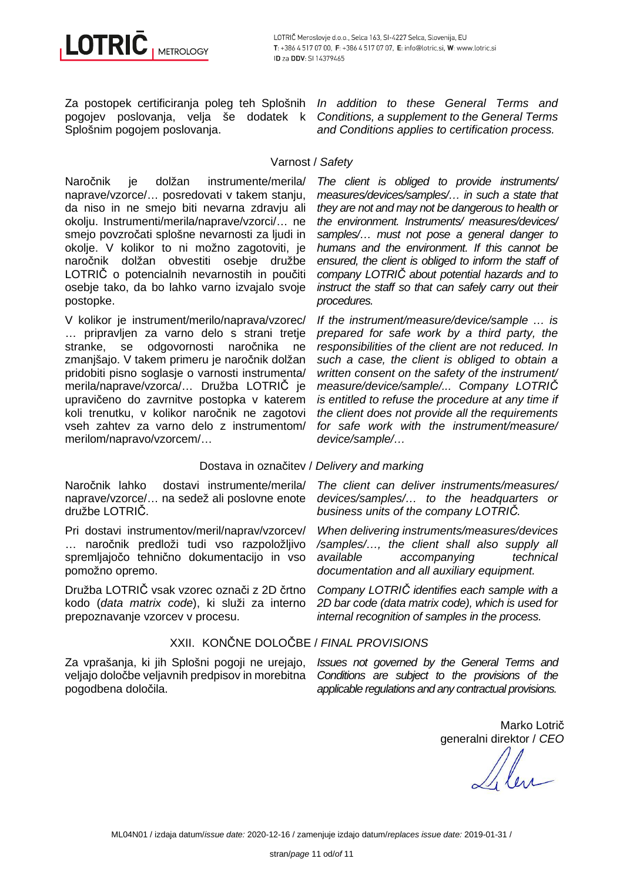Za postopek certificiranja poleg teh Splošnih pogojev poslovanja, velja še dodatek k Splošnim pogojem poslovanja.

*In addition to these General Terms and Conditions, a supplement to the General Terms and Conditions applies to certification process.*

### Varnost / *Safety*

Naročnik je dolžan instrumente/merila/ naprave/vzorce/… posredovati v takem stanju, da niso in ne smejo biti nevarna zdravju ali okolju. Instrumenti/merila/naprave/vzorci/… ne smejo povzročati splošne nevarnosti za ljudi in okolje. V kolikor to ni možno zagotoviti, je naročnik dolžan obvestiti osebje družbe LOTRIČ o potencialnih nevarnostih in poučiti osebje tako, da bo lahko varno izvajalo svoje postopke.

*The client is obliged to provide instruments/ measures/devices/samples/… in such a state that they are not and may not be dangerous to health or the environment. Instruments/ measures/devices/ samples/… must not pose a general danger to humans and the environment. If this cannot be ensured, the client is obliged to inform the staff of company LOTRIČ about potential hazards and to instruct the staff so that can safely carry out their procedures.*

V kolikor je instrument/merilo/naprava/vzorec/ … pripravljen za varno delo s strani tretje stranke, se odgovornosti naročnika ne zmanjšajo. V takem primeru je naročnik dolžan pridobiti pisno soglasje o varnosti instrumenta/ merila/naprave/vzorca/… Družba LOTRIČ je upravičeno do zavrnitve postopka v katerem koli trenutku, v kolikor naročnik ne zagotovi vseh zahtev za varno delo z instrumentom/ merilom/napravo/vzorcem/…

*If the instrument/measure/device/sample … is prepared for safe work by a third party, the responsibilities of the client are not reduced. In such a case, the client is obliged to obtain a written consent on the safety of the instrument/ measure/device/sample/... Company LOTRIČ is entitled to refuse the procedure at any time if the client does not provide all the requirements for safe work with the instrument/measure/ device/sample/…*

### Dostava in označitev / *Delivery and marking*

Naročnik lahko dostavi instrumente/merila/ naprave/vzorce/… na sedež ali poslovne enote družbe LOTRIČ.

*The client can deliver instruments/measures/ devices/samples/… to the headquarters or business units of the company LOTRIČ.*

Pri dostavi instrumentov/meril/naprav/vzorcev/ … naročnik predloži tudi vso razpoložljivo spremljajočo tehnično dokumentacijo in vso pomožno opremo.

*When delivering instruments/measures/devices /samples/…, the client shall also supply all available accompanying technical documentation and all auxiliary equipment.*

Družba LOTRIČ vsak vzorec označi z 2D črtno kodo (*data matrix code*), ki služi za interno prepoznavanje vzorcev v procesu.

*Company LOTRIČ identifies each sample with a 2D bar code (data matrix code), which is used for internal recognition of samples in the process.*

## XXII. KONČNE DOLOČBE / *FINAL PROVISIONS*

Za vprašanja, ki jih Splošni pogoji ne urejajo, veljajo določbe veljavnih predpisov in morebitna pogodbena določila.

*Issues not governed by the General Terms and Conditions are subject to the provisions of the applicable regulations and any contractual provisions.*

Marko Lotrič
generalni direktor / *CEO*

ML04N01 / izdaja datum/*issue date:* 2020-12-16 / zamenjuje izdajo datum/*replaces issue date:* 2019-01-31 /